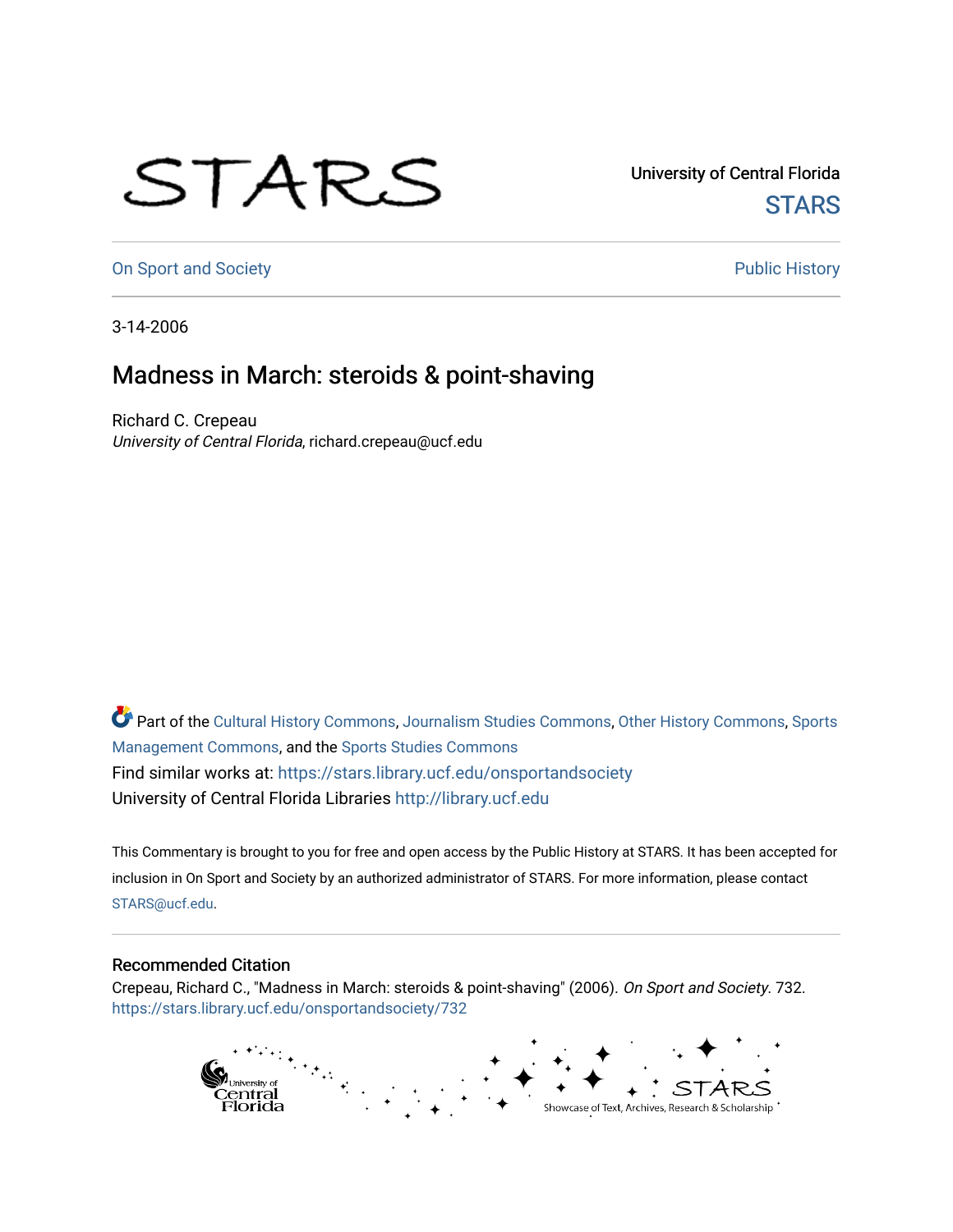University of Central Florida

STARS

On Sport and Society

Public History

3-14-2006

# Madness in March: steroids & point-shaving

Richard C. Crepeau
*University of Central Florida*, richard.crepeau@ucf.edu

Part of the Cultural History Commons, Journalism Studies Commons, Other History Commons, Sports Management Commons, and the Sports Studies Commons

Find similar works at: https://stars.library.ucf.edu/onsportandsociety

University of Central Florida Libraries http://library.ucf.edu

This Commentary is brought to you for free and open access by the Public History at STARS. It has been accepted for inclusion in On Sport and Society by an authorized administrator of STARS. For more information, please contact STARS@ucf.edu.

## Recommended Citation

Crepeau, Richard C., "Madness in March: steroids & point-shaving" (2006). *On Sport and Society*. 732.
https://stars.library.ucf.edu/onsportandsociety/732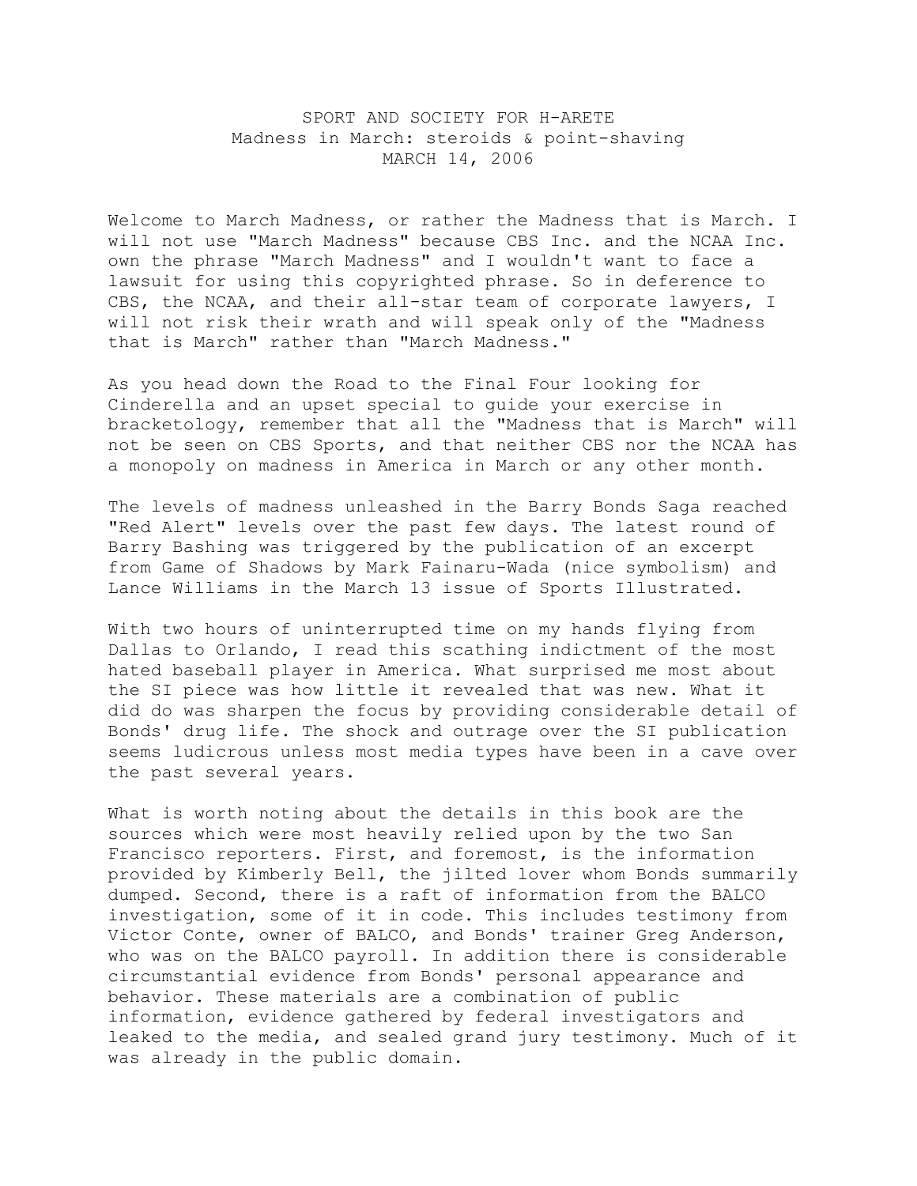SPORT AND SOCIETY FOR H-ARETE
Madness in March: steroids & point-shaving
MARCH 14, 2006

Welcome to March Madness, or rather the Madness that is March. I will not use "March Madness" because CBS Inc. and the NCAA Inc. own the phrase "March Madness" and I wouldn't want to face a lawsuit for using this copyrighted phrase. So in deference to CBS, the NCAA, and their all-star team of corporate lawyers, I will not risk their wrath and will speak only of the "Madness that is March" rather than "March Madness."

As you head down the Road to the Final Four looking for Cinderella and an upset special to guide your exercise in bracketology, remember that all the "Madness that is March" will not be seen on CBS Sports, and that neither CBS nor the NCAA has a monopoly on madness in America in March or any other month.

The levels of madness unleashed in the Barry Bonds Saga reached "Red Alert" levels over the past few days. The latest round of Barry Bashing was triggered by the publication of an excerpt from Game of Shadows by Mark Fainaru-Wada (nice symbolism) and Lance Williams in the March 13 issue of Sports Illustrated.

With two hours of uninterrupted time on my hands flying from Dallas to Orlando, I read this scathing indictment of the most hated baseball player in America. What surprised me most about the SI piece was how little it revealed that was new. What it did do was sharpen the focus by providing considerable detail of Bonds' drug life. The shock and outrage over the SI publication seems ludicrous unless most media types have been in a cave over the past several years.

What is worth noting about the details in this book are the sources which were most heavily relied upon by the two San Francisco reporters. First, and foremost, is the information provided by Kimberly Bell, the jilted lover whom Bonds summarily dumped. Second, there is a raft of information from the BALCO investigation, some of it in code. This includes testimony from Victor Conte, owner of BALCO, and Bonds' trainer Greg Anderson, who was on the BALCO payroll. In addition there is considerable circumstantial evidence from Bonds' personal appearance and behavior. These materials are a combination of public information, evidence gathered by federal investigators and leaked to the media, and sealed grand jury testimony. Much of it was already in the public domain.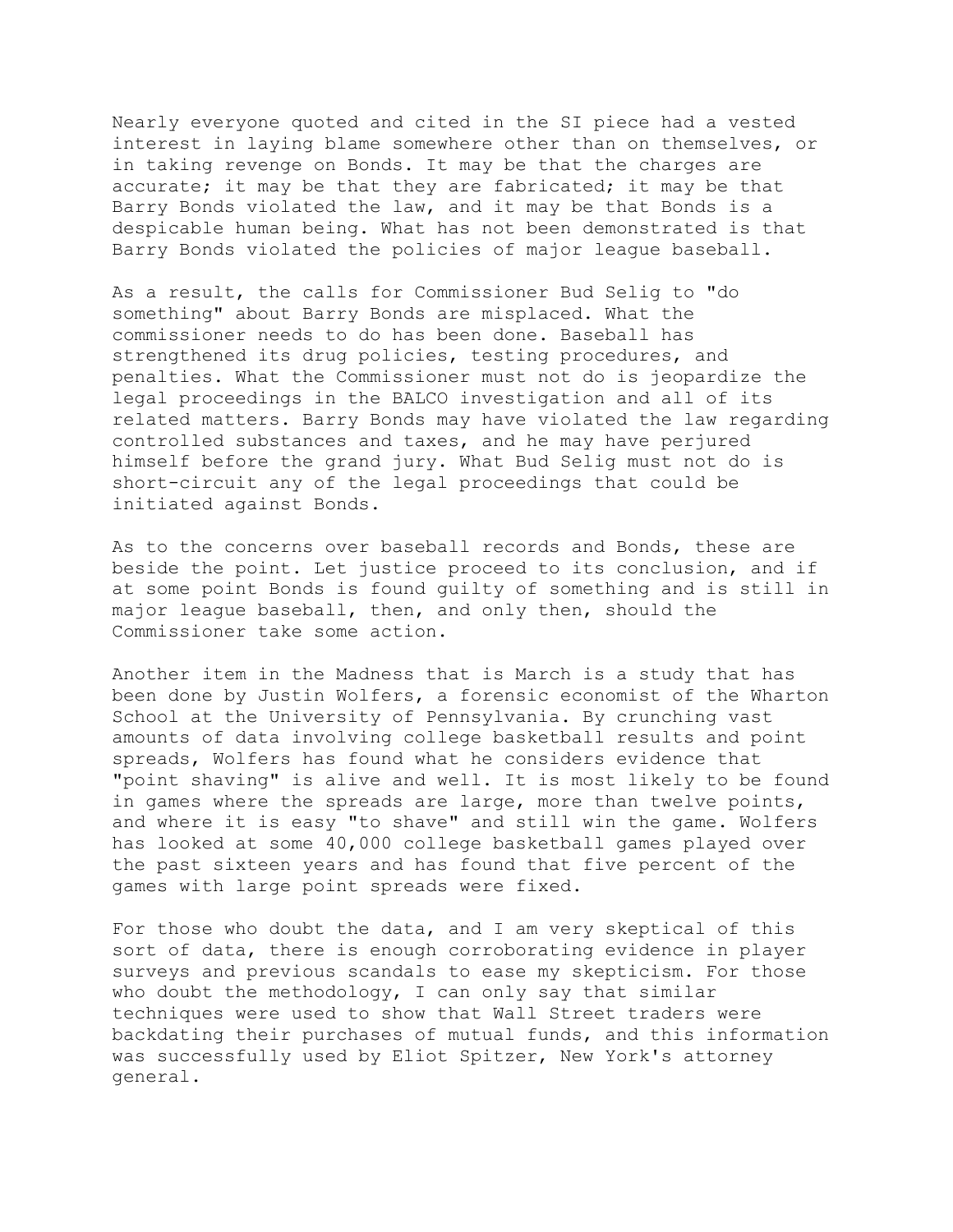Nearly everyone quoted and cited in the SI piece had a vested interest in laying blame somewhere other than on themselves, or in taking revenge on Bonds. It may be that the charges are accurate; it may be that they are fabricated; it may be that Barry Bonds violated the law, and it may be that Bonds is a despicable human being. What has not been demonstrated is that Barry Bonds violated the policies of major league baseball.

As a result, the calls for Commissioner Bud Selig to "do something" about Barry Bonds are misplaced. What the commissioner needs to do has been done. Baseball has strengthened its drug policies, testing procedures, and penalties. What the Commissioner must not do is jeopardize the legal proceedings in the BALCO investigation and all of its related matters. Barry Bonds may have violated the law regarding controlled substances and taxes, and he may have perjured himself before the grand jury. What Bud Selig must not do is short-circuit any of the legal proceedings that could be initiated against Bonds.

As to the concerns over baseball records and Bonds, these are beside the point. Let justice proceed to its conclusion, and if at some point Bonds is found guilty of something and is still in major league baseball, then, and only then, should the Commissioner take some action.

Another item in the Madness that is March is a study that has been done by Justin Wolfers, a forensic economist of the Wharton School at the University of Pennsylvania. By crunching vast amounts of data involving college basketball results and point spreads, Wolfers has found what he considers evidence that "point shaving" is alive and well. It is most likely to be found in games where the spreads are large, more than twelve points, and where it is easy "to shave" and still win the game. Wolfers has looked at some 40,000 college basketball games played over the past sixteen years and has found that five percent of the games with large point spreads were fixed.

For those who doubt the data, and I am very skeptical of this sort of data, there is enough corroborating evidence in player surveys and previous scandals to ease my skepticism. For those who doubt the methodology, I can only say that similar techniques were used to show that Wall Street traders were backdating their purchases of mutual funds, and this information was successfully used by Eliot Spitzer, New York's attorney general.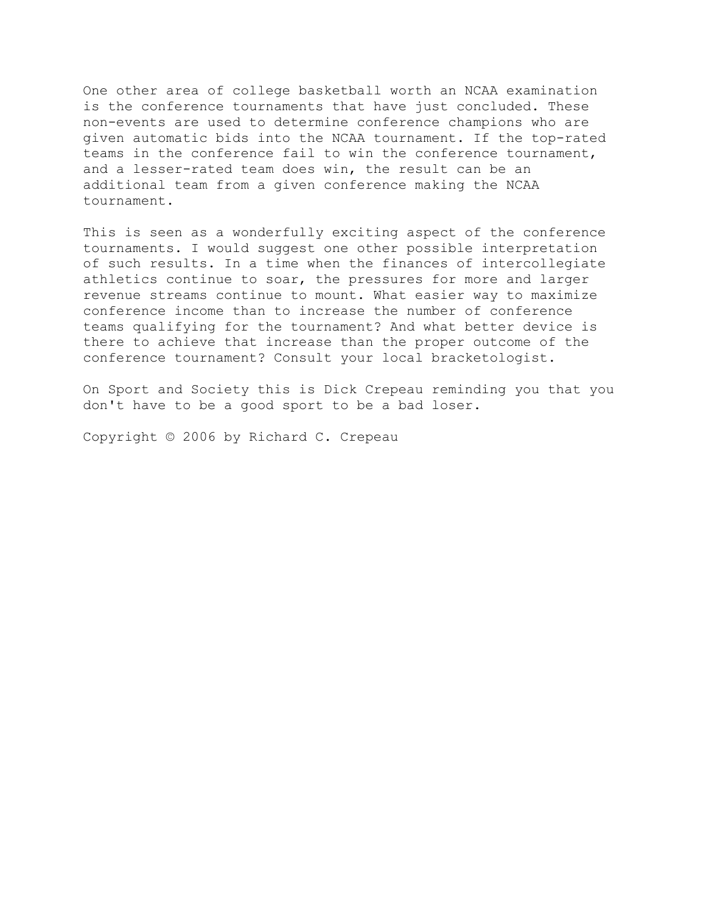One other area of college basketball worth an NCAA examination is the conference tournaments that have just concluded. These non-events are used to determine conference champions who are given automatic bids into the NCAA tournament. If the top-rated teams in the conference fail to win the conference tournament, and a lesser-rated team does win, the result can be an additional team from a given conference making the NCAA tournament.

This is seen as a wonderfully exciting aspect of the conference tournaments. I would suggest one other possible interpretation of such results. In a time when the finances of intercollegiate athletics continue to soar, the pressures for more and larger revenue streams continue to mount. What easier way to maximize conference income than to increase the number of conference teams qualifying for the tournament? And what better device is there to achieve that increase than the proper outcome of the conference tournament? Consult your local bracketologist.

On Sport and Society this is Dick Crepeau reminding you that you don't have to be a good sport to be a bad loser.

Copyright © 2006 by Richard C. Crepeau